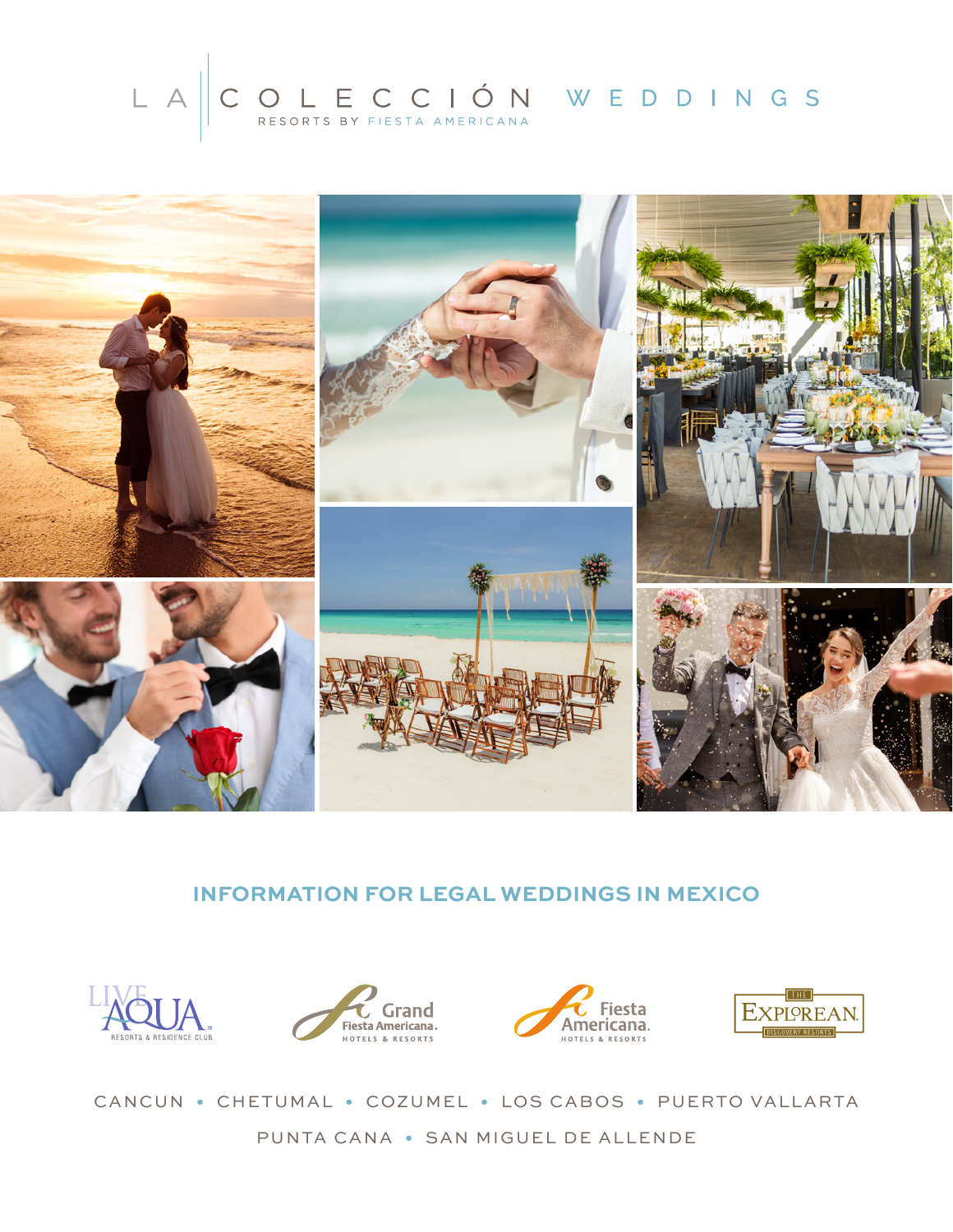# LA COLECCIÓN WEDDINGS

RESORTS BY FIESTA AMERICANA

## INFORMATION FOR LEGAL WEDDINGS IN MEXICO

LIVE AQUA RESORTS & RESIDENCE CLUB • Grand Fiesta Americana HOTELS & RESORTS • Fiesta Americana HOTELS & RESORTS • THE EXPLOREAN DISCOVERY RESORTS

CANCUN • CHETUMAL • COZUMEL • LOS CABOS • PUERTO VALLARTA

PUNTA CANA • SAN MIGUEL DE ALLENDE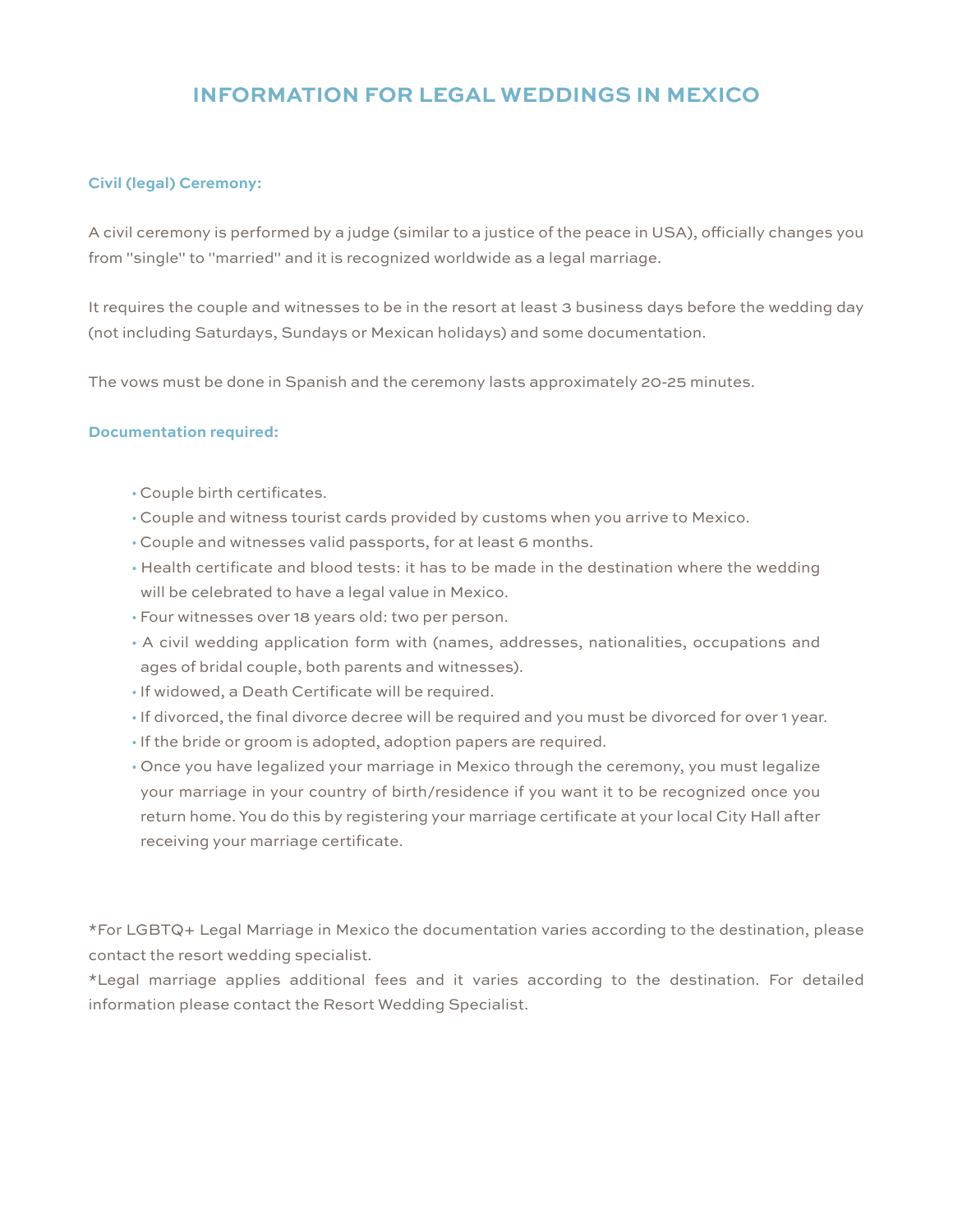# INFORMATION FOR LEGAL WEDDINGS IN MEXICO

### Civil (legal) Ceremony:

A civil ceremony is performed by a judge (similar to a justice of the peace in USA), officially changes you from "single" to "married" and it is recognized worldwide as a legal marriage.

It requires the couple and witnesses to be in the resort at least 3 business days before the wedding day (not including Saturdays, Sundays or Mexican holidays) and some documentation.

The vows must be done in Spanish and the ceremony lasts approximately 20-25 minutes.

### Documentation required:

- Couple birth certificates.
- Couple and witness tourist cards provided by customs when you arrive to Mexico.
- Couple and witnesses valid passports, for at least 6 months.
- Health certificate and blood tests: it has to be made in the destination where the wedding will be celebrated to have a legal value in Mexico.
- Four witnesses over 18 years old: two per person.
- A civil wedding application form with (names, addresses, nationalities, occupations and ages of bridal couple, both parents and witnesses).
- If widowed, a Death Certificate will be required.
- If divorced, the final divorce decree will be required and you must be divorced for over 1 year.
- If the bride or groom is adopted, adoption papers are required.
- Once you have legalized your marriage in Mexico through the ceremony, you must legalize your marriage in your country of birth/residence if you want it to be recognized once you return home. You do this by registering your marriage certificate at your local City Hall after receiving your marriage certificate.

*For LGBTQ+ Legal Marriage in Mexico the documentation varies according to the destination, please contact the resort wedding specialist.

*Legal marriage applies additional fees and it varies according to the destination. For detailed information please contact the Resort Wedding Specialist.